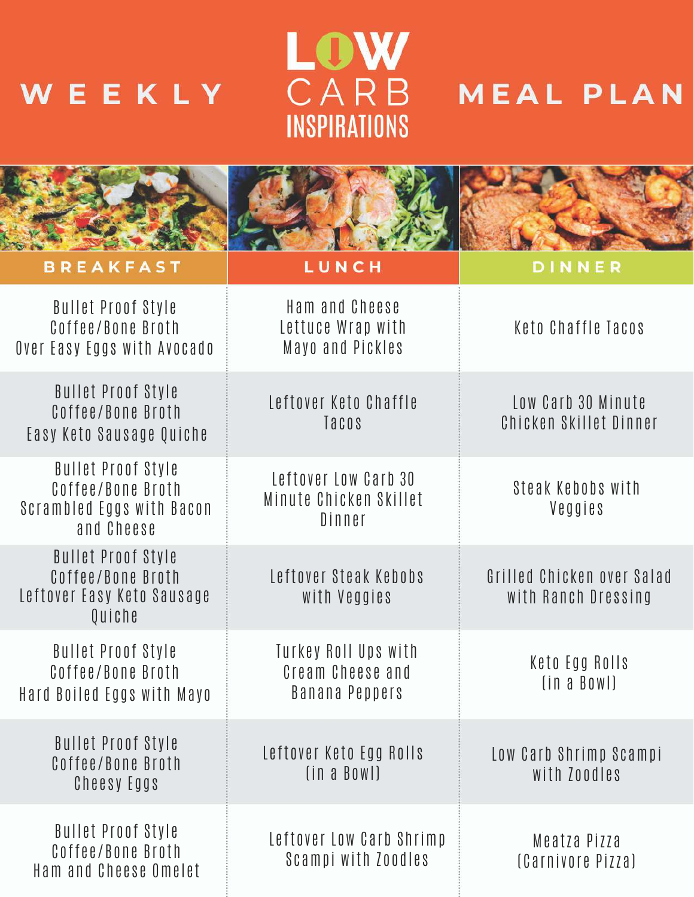# WEEKLY LOW CARB INSPIRATIONS MEAL PLAN

| BREAKFAST | LUNCH | DINNER |
|---|---|---|
| Bullet Proof Style Coffee/Bone Broth Over Easy Eggs with Avocado | Ham and Cheese Lettuce Wrap with Mayo and Pickles | Keto Chaffle Tacos |
| Bullet Proof Style Coffee/Bone Broth Easy Keto Sausage Quiche | Leftover Keto Chaffle Tacos | Low Carb 30 Minute Chicken Skillet Dinner |
| Bullet Proof Style Coffee/Bone Broth Scrambled Eggs with Bacon and Cheese | Leftover Low Carb 30 Minute Chicken Skillet Dinner | Steak Kebobs with Veggies |
| Bullet Proof Style Coffee/Bone Broth Leftover Easy Keto Sausage Quiche | Leftover Steak Kebobs with Veggies | Grilled Chicken over Salad with Ranch Dressing |
| Bullet Proof Style Coffee/Bone Broth Hard Boiled Eggs with Mayo | Turkey Roll Ups with Cream Cheese and Banana Peppers | Keto Egg Rolls (in a Bowl) |
| Bullet Proof Style Coffee/Bone Broth Cheesy Eggs | Leftover Keto Egg Rolls (in a Bowl) | Low Carb Shrimp Scampi with Zoodles |
| Bullet Proof Style Coffee/Bone Broth Ham and Cheese Omelet | Leftover Low Carb Shrimp Scampi with Zoodles | Meatza Pizza (Carnivore Pizza) |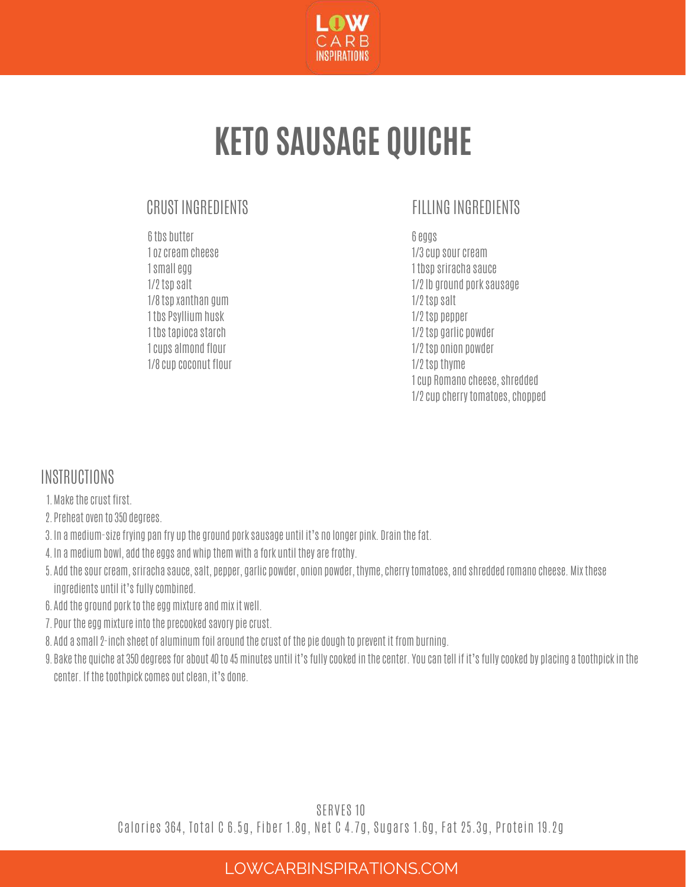# KETO SAUSAGE QUICHE

## CRUST INGREDIENTS

6 tbs butter
1 oz cream cheese
1 small egg
1/2 tsp salt
1/8 tsp xanthan gum
1 tbs Psyllium husk
1 tbs tapioca starch
1 cups almond flour
1/8 cup coconut flour

## FILLING INGREDIENTS

6 eggs
1/3 cup sour cream
1 tbsp sriracha sauce
1/2 lb ground pork sausage
1/2 tsp salt
1/2 tsp pepper
1/2 tsp garlic powder
1/2 tsp onion powder
1/2 tsp thyme
1 cup Romano cheese, shredded
1/2 cup cherry tomatoes, chopped

## INSTRUCTIONS

1. Make the crust first.
2. Preheat oven to 350 degrees.
3. In a medium-size frying pan fry up the ground pork sausage until it's no longer pink. Drain the fat.
4. In a medium bowl, add the eggs and whip them with a fork until they are frothy.
5. Add the sour cream, sriracha sauce, salt, pepper, garlic powder, onion powder, thyme, cherry tomatoes, and shredded romano cheese. Mix these ingredients until it's fully combined.
6. Add the ground pork to the egg mixture and mix it well.
7. Pour the egg mixture into the precooked savory pie crust.
8. Add a small 2-inch sheet of aluminum foil around the crust of the pie dough to prevent it from burning.
9. Bake the quiche at 350 degrees for about 40 to 45 minutes until it's fully cooked in the center. You can tell if it's fully cooked by placing a toothpick in the center. If the toothpick comes out clean, it's done.

SERVES 10

Calories 364, Total C 6.5g, Fiber 1.8g, Net C 4.7g, Sugars 1.6g, Fat 25.3g, Protein 19.2g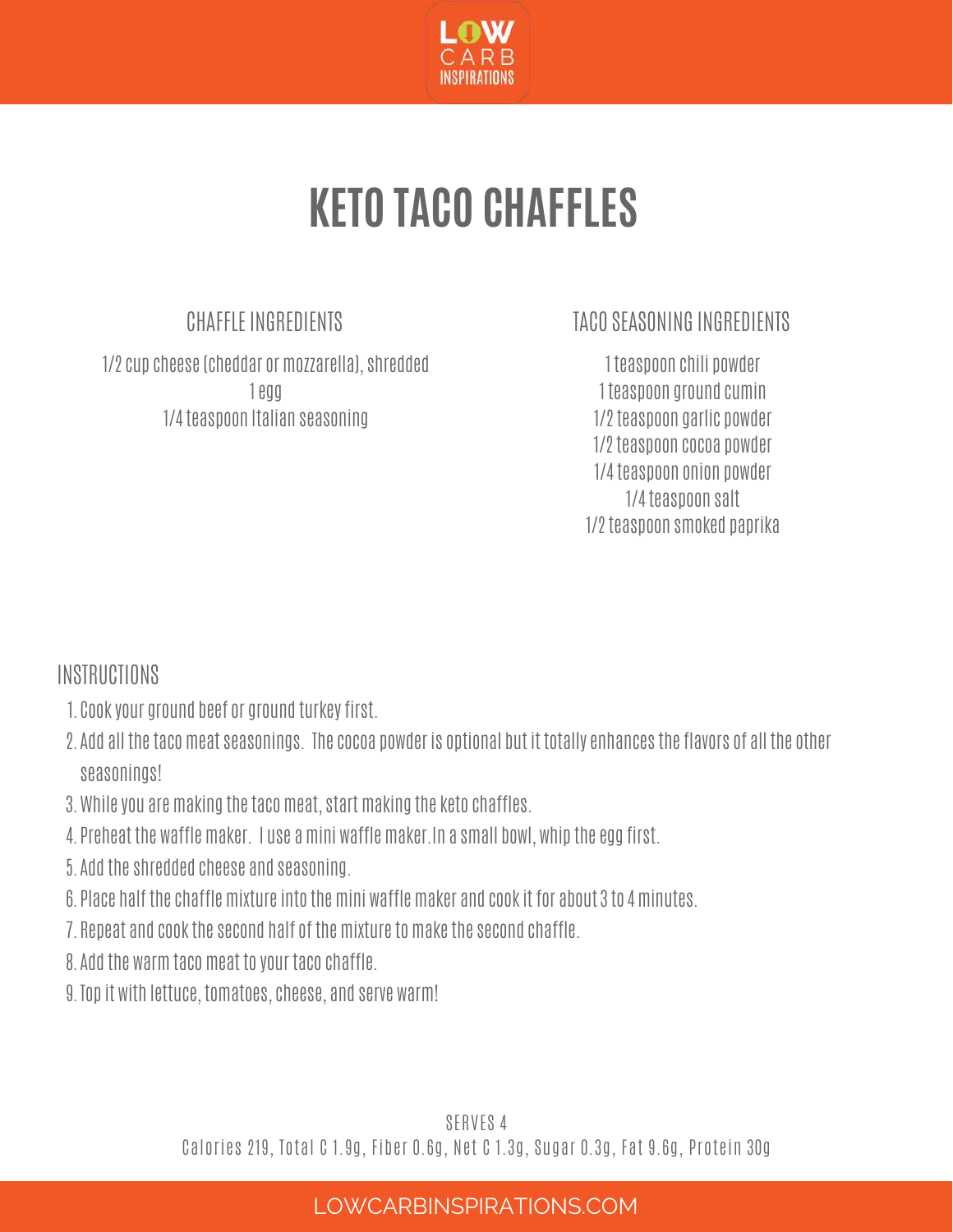# KETO TACO CHAFFLES

## CHAFFLE INGREDIENTS

1/2 cup cheese (cheddar or mozzarella), shredded
1 egg
1/4 teaspoon Italian seasoning

## TACO SEASONING INGREDIENTS

1 teaspoon chili powder
1 teaspoon ground cumin
1/2 teaspoon garlic powder
1/2 teaspoon cocoa powder
1/4 teaspoon onion powder
1/4 teaspoon salt
1/2 teaspoon smoked paprika

## INSTRUCTIONS

1. Cook your ground beef or ground turkey first.
2. Add all the taco meat seasonings. The cocoa powder is optional but it totally enhances the flavors of all the other seasonings!
3. While you are making the taco meat, start making the keto chaffles.
4. Preheat the waffle maker. I use a mini waffle maker.In a small bowl, whip the egg first.
5. Add the shredded cheese and seasoning.
6. Place half the chaffle mixture into the mini waffle maker and cook it for about 3 to 4 minutes.
7. Repeat and cook the second half of the mixture to make the second chaffle.
8. Add the warm taco meat to your taco chaffle.
9. Top it with lettuce, tomatoes, cheese, and serve warm!

SERVES 4
Calories 219, Total C 1.9g, Fiber 0.6g, Net C 1.3g, Sugar 0.3g, Fat 9.6g, Protein 30g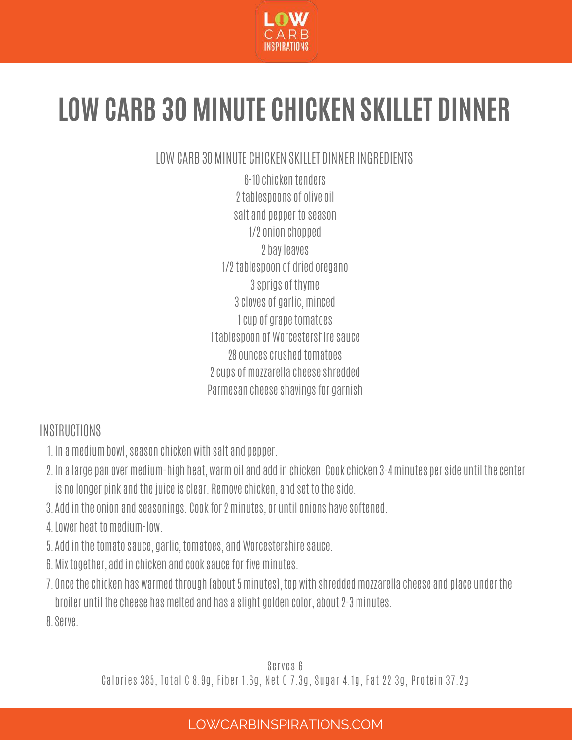# LOW CARB 30 MINUTE CHICKEN SKILLET DINNER

## LOW CARB 30 MINUTE CHICKEN SKILLET DINNER INGREDIENTS

6-10 chicken tenders
2 tablespoons of olive oil
salt and pepper to season
1/2 onion chopped
2 bay leaves
1/2 tablespoon of dried oregano
3 sprigs of thyme
3 cloves of garlic, minced
1 cup of grape tomatoes
1 tablespoon of Worcestershire sauce
28 ounces crushed tomatoes
2 cups of mozzarella cheese shredded
Parmesan cheese shavings for garnish

## INSTRUCTIONS

1. In a medium bowl, season chicken with salt and pepper.
2. In a large pan over medium-high heat, warm oil and add in chicken. Cook chicken 3-4 minutes per side until the center is no longer pink and the juice is clear. Remove chicken, and set to the side.
3. Add in the onion and seasonings. Cook for 2 minutes, or until onions have softened.
4. Lower heat to medium-low.
5. Add in the tomato sauce, garlic, tomatoes, and Worcestershire sauce.
6. Mix together, add in chicken and cook sauce for five minutes.
7. Once the chicken has warmed through (about 5 minutes), top with shredded mozzarella cheese and place under the broiler until the cheese has melted and has a slight golden color, about 2-3 minutes.
8. Serve.

Serves 6
Calories 385, Total C 8.9g, Fiber 1.6g, Net C 7.3g, Sugar 4.1g, Fat 22.3g, Protein 37.2g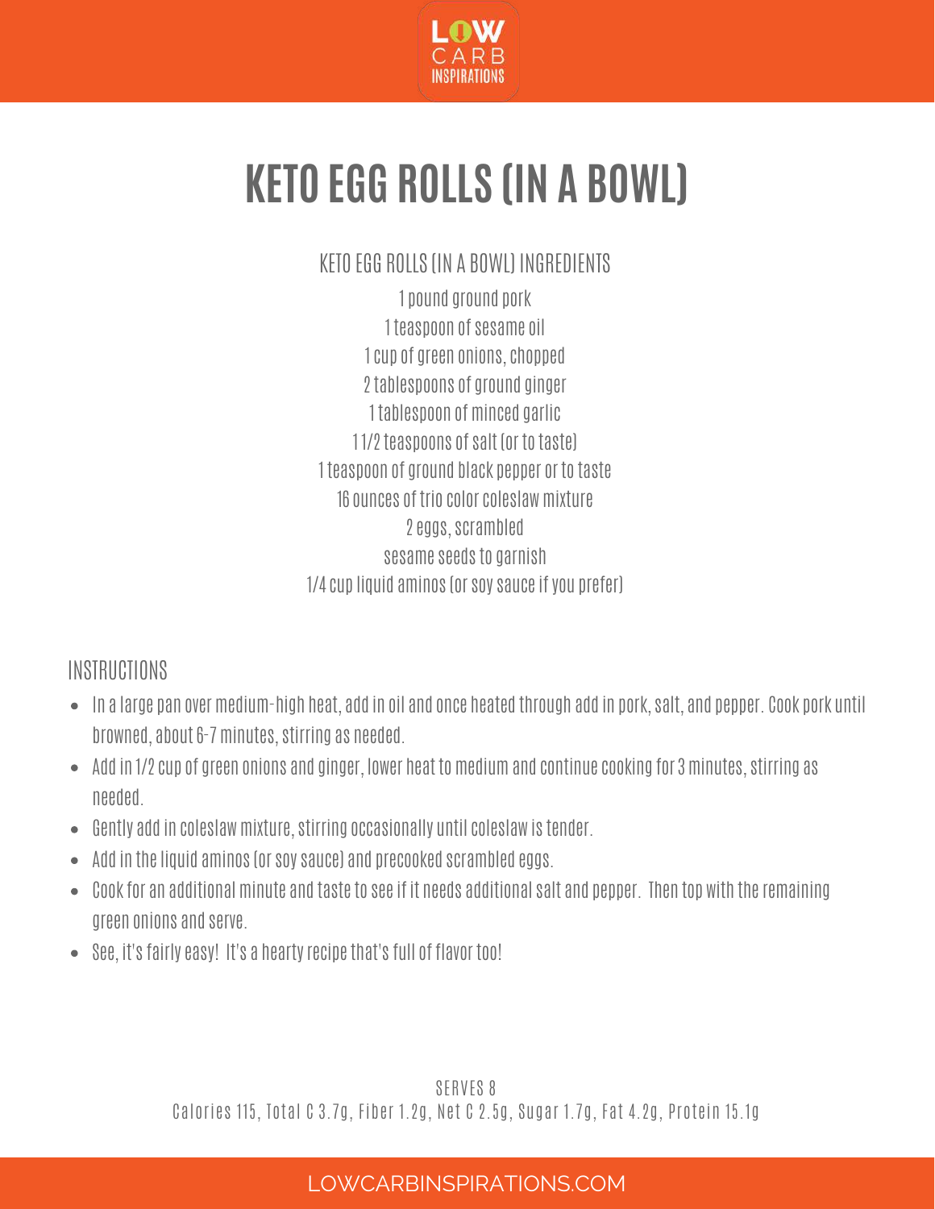# KETO EGG ROLLS (IN A BOWL)

## KETO EGG ROLLS (IN A BOWL) INGREDIENTS

1 pound ground pork
1 teaspoon of sesame oil
1 cup of green onions, chopped
2 tablespoons of ground ginger
1 tablespoon of minced garlic
1 1/2 teaspoons of salt (or to taste)
1 teaspoon of ground black pepper or to taste
16 ounces of trio color coleslaw mixture
2 eggs, scrambled
sesame seeds to garnish
1/4 cup liquid aminos (or soy sauce if you prefer)

## INSTRUCTIONS

- In a large pan over medium-high heat, add in oil and once heated through add in pork, salt, and pepper. Cook pork until browned, about 6-7 minutes, stirring as needed.
- Add in 1/2 cup of green onions and ginger, lower heat to medium and continue cooking for 3 minutes, stirring as needed.
- Gently add in coleslaw mixture, stirring occasionally until coleslaw is tender.
- Add in the liquid aminos (or soy sauce) and precooked scrambled eggs.
- Cook for an additional minute and taste to see if it needs additional salt and pepper. Then top with the remaining green onions and serve.
- See, it's fairly easy! It's a hearty recipe that's full of flavor too!

SERVES 8

Calories 115, Total C 3.7g, Fiber 1.2g, Net C 2.5g, Sugar 1.7g, Fat 4.2g, Protein 15.1g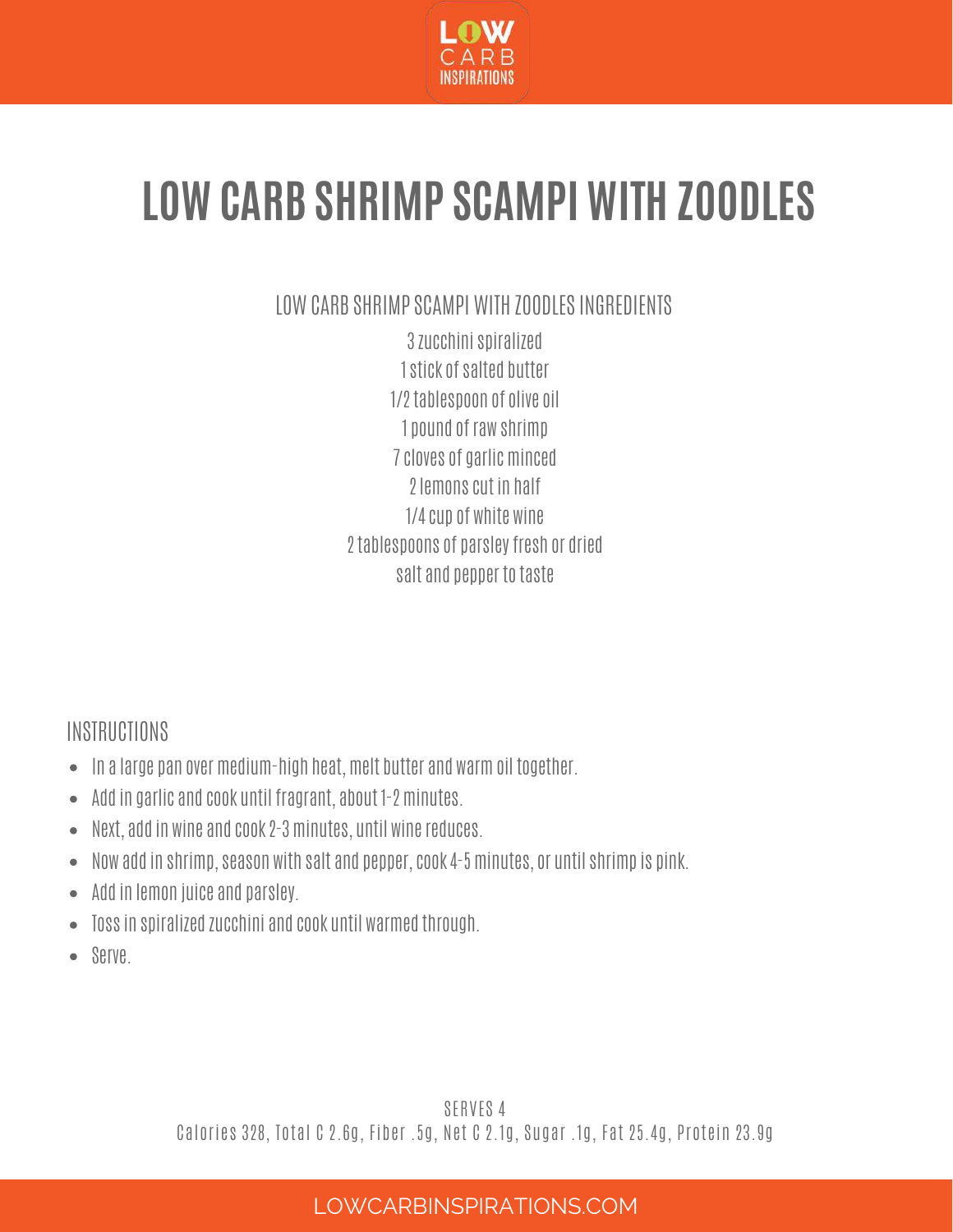# LOW CARB SHRIMP SCAMPI WITH ZOODLES

LOW CARB SHRIMP SCAMPI WITH ZOODLES INGREDIENTS

3 zucchini spiralized
1 stick of salted butter
1/2 tablespoon of olive oil
1 pound of raw shrimp
7 cloves of garlic minced
2 lemons cut in half
1/4 cup of white wine
2 tablespoons of parsley fresh or dried
salt and pepper to taste

INSTRUCTIONS

- In a large pan over medium-high heat, melt butter and warm oil together.
- Add in garlic and cook until fragrant, about 1-2 minutes.
- Next, add in wine and cook 2-3 minutes, until wine reduces.
- Now add in shrimp, season with salt and pepper, cook 4-5 minutes, or until shrimp is pink.
- Add in lemon juice and parsley.
- Toss in spiralized zucchini and cook until warmed through.
- Serve.

SERVES 4

Calories 328, Total C 2.6g, Fiber .5g, Net C 2.1g, Sugar .1g, Fat 25.4g, Protein 23.9g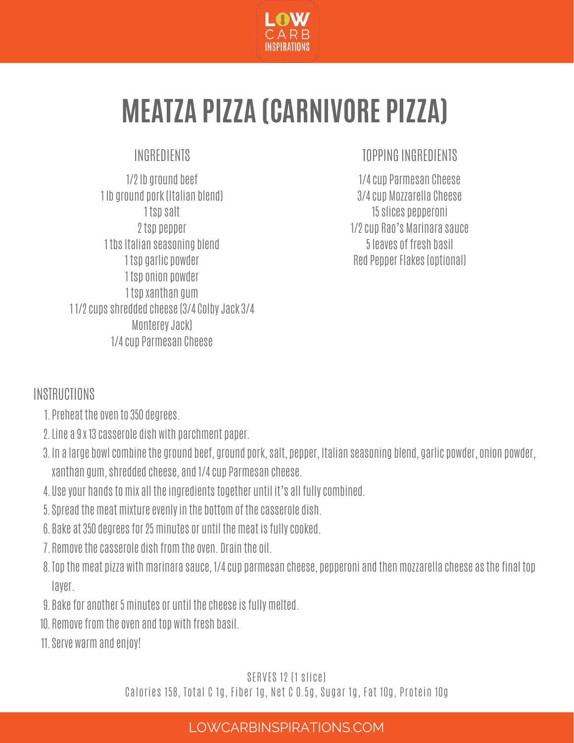# MEATZA PIZZA (CARNIVORE PIZZA)

## INGREDIENTS

1/2 lb ground beef
1 lb ground pork (Italian blend)
1 tsp salt
2 tsp pepper
1 tbs Italian seasoning blend
1 tsp garlic powder
1 tsp onion powder
1 tsp xanthan gum
1 1/2 cups shredded cheese (3/4 Colby Jack 3/4 Monterey Jack)
1/4 cup Parmesan Cheese

## TOPPING INGREDIENTS

1/4 cup Parmesan Cheese
3/4 cup Mozzarella Cheese
15 slices pepperoni
1/2 cup Rao's Marinara sauce
5 leaves of fresh basil
Red Pepper Flakes (optional)

## INSTRUCTIONS

1. Preheat the oven to 350 degrees.
2. Line a 9 x 13 casserole dish with parchment paper.
3. In a large bowl combine the ground beef, ground pork, salt, pepper, Italian seasoning blend, garlic powder, onion powder, xanthan gum, shredded cheese, and 1/4 cup Parmesan cheese.
4. Use your hands to mix all the ingredients together until it's all fully combined.
5. Spread the meat mixture evenly in the bottom of the casserole dish.
6. Bake at 350 degrees for 25 minutes or until the meat is fully cooked.
7. Remove the casserole dish from the oven. Drain the oil.
8. Top the meat pizza with marinara sauce, 1/4 cup parmesan cheese, pepperoni and then mozzarella cheese as the final top layer.
9. Bake for another 5 minutes or until the cheese is fully melted.
10. Remove from the oven and top with fresh basil.
11. Serve warm and enjoy!

SERVES 12 (1 slice)
Calories 158, Total C 1g, Fiber 1g, Net C 0.5g, Sugar 1g, Fat 10g, Protein 10g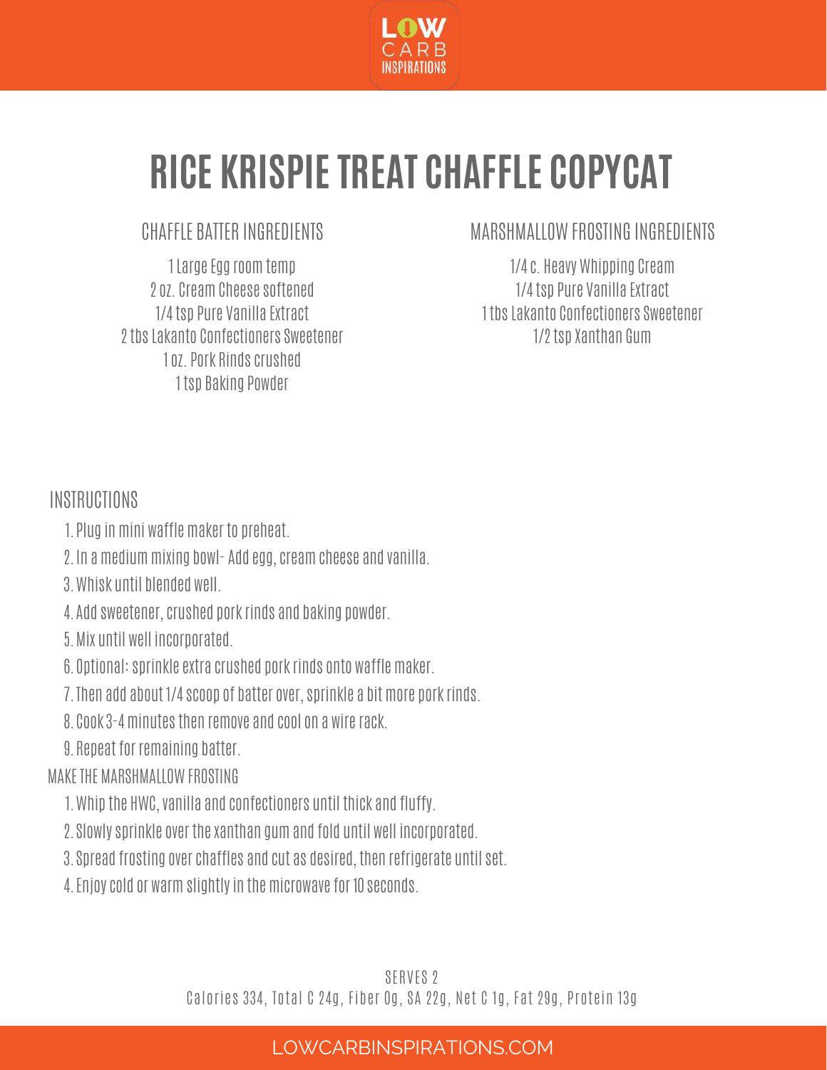# RICE KRISPIE TREAT CHAFFLE COPYCAT

## CHAFFLE BATTER INGREDIENTS

1 Large Egg room temp
2 oz. Cream Cheese softened
1/4 tsp Pure Vanilla Extract
2 tbs Lakanto Confectioners Sweetener
1 oz. Pork Rinds crushed
1 tsp Baking Powder

## MARSHMALLOW FROSTING INGREDIENTS

1/4 c. Heavy Whipping Cream
1/4 tsp Pure Vanilla Extract
1 tbs Lakanto Confectioners Sweetener
1/2 tsp Xanthan Gum

## INSTRUCTIONS

1. Plug in mini waffle maker to preheat.
2. In a medium mixing bowl- Add egg, cream cheese and vanilla.
3. Whisk until blended well.
4. Add sweetener, crushed pork rinds and baking powder.
5. Mix until well incorporated.
6. Optional: sprinkle extra crushed pork rinds onto waffle maker.
7. Then add about 1/4 scoop of batter over, sprinkle a bit more pork rinds.
8. Cook 3-4 minutes then remove and cool on a wire rack.
9. Repeat for remaining batter.

MAKE THE MARSHMALLOW FROSTING

1. Whip the HWC, vanilla and confectioners until thick and fluffy.
2. Slowly sprinkle over the xanthan gum and fold until well incorporated.
3. Spread frosting over chaffles and cut as desired, then refrigerate until set.
4. Enjoy cold or warm slightly in the microwave for 10 seconds.

SERVES 2
Calories 334, Total C 24g, Fiber 0g, SA 22g, Net C 1g, Fat 29g, Protein 13g